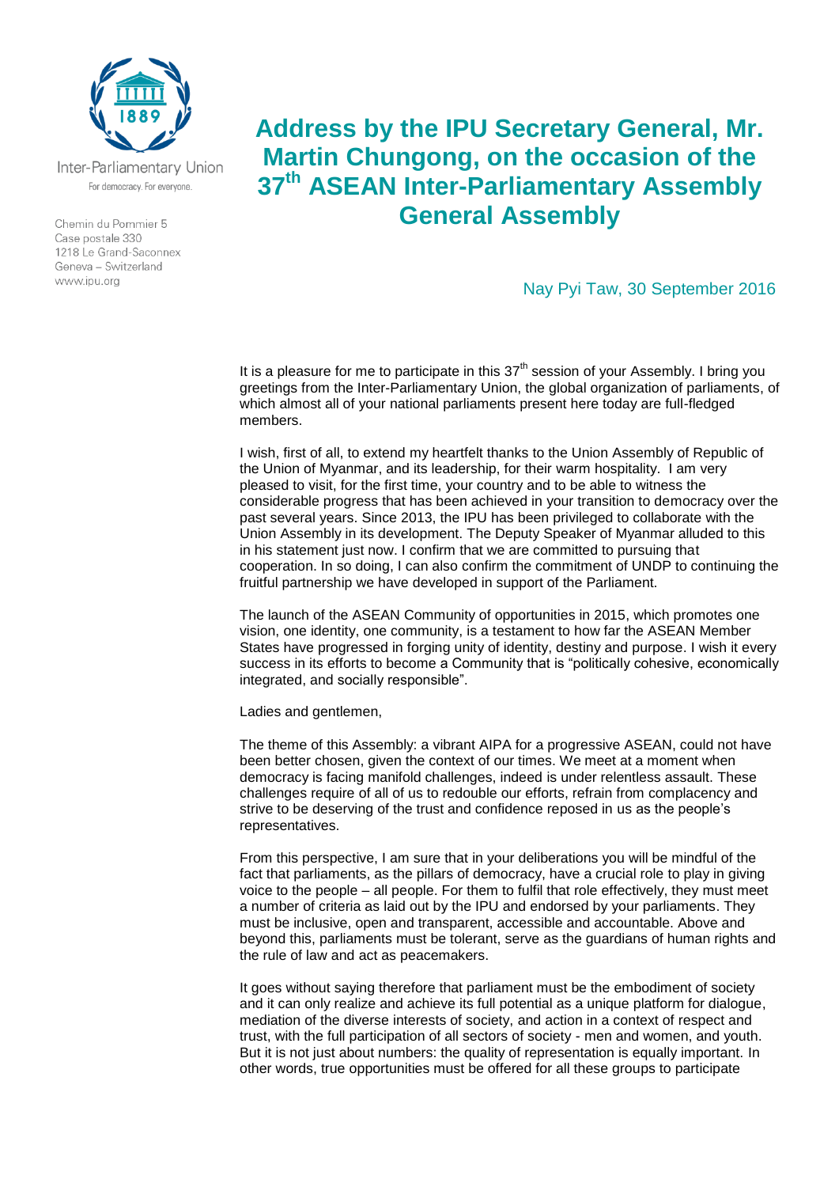Inter-Parliamentary Union

For democracy. For everyone.

Chemin du Pommier 5
Case postale 330
1218 Le Grand-Saconnex
Geneva – Switzerland
www.ipu.org

# Address by the IPU Secretary General, Mr. Martin Chungong, on the occasion of the 37th ASEAN Inter-Parliamentary Assembly General Assembly

Nay Pyi Taw, 30 September 2016

It is a pleasure for me to participate in this 37th session of your Assembly. I bring you greetings from the Inter-Parliamentary Union, the global organization of parliaments, of which almost all of your national parliaments present here today are full-fledged members.

I wish, first of all, to extend my heartfelt thanks to the Union Assembly of Republic of the Union of Myanmar, and its leadership, for their warm hospitality. I am very pleased to visit, for the first time, your country and to be able to witness the considerable progress that has been achieved in your transition to democracy over the past several years. Since 2013, the IPU has been privileged to collaborate with the Union Assembly in its development. The Deputy Speaker of Myanmar alluded to this in his statement just now. I confirm that we are committed to pursuing that cooperation. In so doing, I can also confirm the commitment of UNDP to continuing the fruitful partnership we have developed in support of the Parliament.

The launch of the ASEAN Community of opportunities in 2015, which promotes one vision, one identity, one community, is a testament to how far the ASEAN Member States have progressed in forging unity of identity, destiny and purpose. I wish it every success in its efforts to become a Community that is "politically cohesive, economically integrated, and socially responsible".

Ladies and gentlemen,

The theme of this Assembly: a vibrant AIPA for a progressive ASEAN, could not have been better chosen, given the context of our times. We meet at a moment when democracy is facing manifold challenges, indeed is under relentless assault. These challenges require of all of us to redouble our efforts, refrain from complacency and strive to be deserving of the trust and confidence reposed in us as the people's representatives.

From this perspective, I am sure that in your deliberations you will be mindful of the fact that parliaments, as the pillars of democracy, have a crucial role to play in giving voice to the people – all people. For them to fulfil that role effectively, they must meet a number of criteria as laid out by the IPU and endorsed by your parliaments. They must be inclusive, open and transparent, accessible and accountable. Above and beyond this, parliaments must be tolerant, serve as the guardians of human rights and the rule of law and act as peacemakers.

It goes without saying therefore that parliament must be the embodiment of society and it can only realize and achieve its full potential as a unique platform for dialogue, mediation of the diverse interests of society, and action in a context of respect and trust, with the full participation of all sectors of society - men and women, and youth. But it is not just about numbers: the quality of representation is equally important. In other words, true opportunities must be offered for all these groups to participate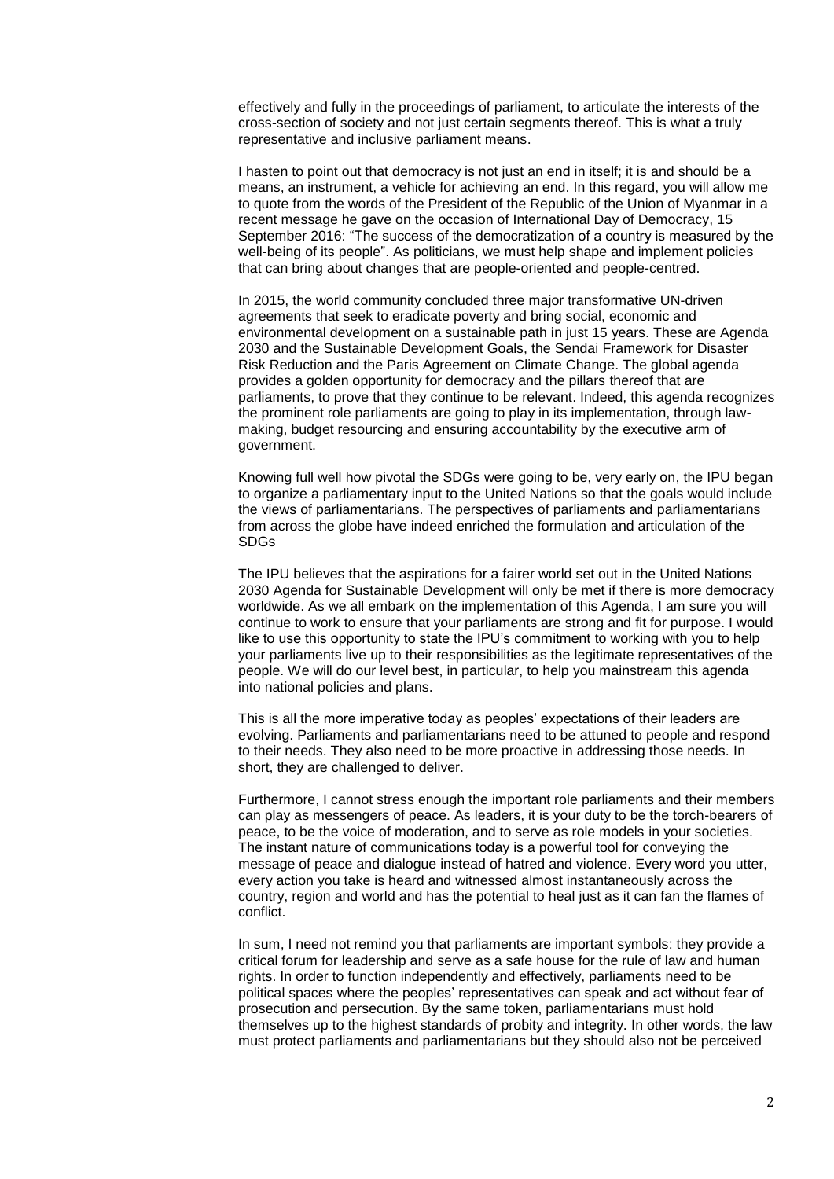effectively and fully in the proceedings of parliament, to articulate the interests of the cross-section of society and not just certain segments thereof. This is what a truly representative and inclusive parliament means.

I hasten to point out that democracy is not just an end in itself; it is and should be a means, an instrument, a vehicle for achieving an end. In this regard, you will allow me to quote from the words of the President of the Republic of the Union of Myanmar in a recent message he gave on the occasion of International Day of Democracy, 15 September 2016: "The success of the democratization of a country is measured by the well-being of its people". As politicians, we must help shape and implement policies that can bring about changes that are people-oriented and people-centred.

In 2015, the world community concluded three major transformative UN-driven agreements that seek to eradicate poverty and bring social, economic and environmental development on a sustainable path in just 15 years. These are Agenda 2030 and the Sustainable Development Goals, the Sendai Framework for Disaster Risk Reduction and the Paris Agreement on Climate Change. The global agenda provides a golden opportunity for democracy and the pillars thereof that are parliaments, to prove that they continue to be relevant. Indeed, this agenda recognizes the prominent role parliaments are going to play in its implementation, through law-making, budget resourcing and ensuring accountability by the executive arm of government.

Knowing full well how pivotal the SDGs were going to be, very early on, the IPU began to organize a parliamentary input to the United Nations so that the goals would include the views of parliamentarians. The perspectives of parliaments and parliamentarians from across the globe have indeed enriched the formulation and articulation of the SDGs

The IPU believes that the aspirations for a fairer world set out in the United Nations 2030 Agenda for Sustainable Development will only be met if there is more democracy worldwide. As we all embark on the implementation of this Agenda, I am sure you will continue to work to ensure that your parliaments are strong and fit for purpose. I would like to use this opportunity to state the IPU's commitment to working with you to help your parliaments live up to their responsibilities as the legitimate representatives of the people. We will do our level best, in particular, to help you mainstream this agenda into national policies and plans.

This is all the more imperative today as peoples' expectations of their leaders are evolving. Parliaments and parliamentarians need to be attuned to people and respond to their needs. They also need to be more proactive in addressing those needs. In short, they are challenged to deliver.

Furthermore, I cannot stress enough the important role parliaments and their members can play as messengers of peace. As leaders, it is your duty to be the torch-bearers of peace, to be the voice of moderation, and to serve as role models in your societies. The instant nature of communications today is a powerful tool for conveying the message of peace and dialogue instead of hatred and violence. Every word you utter, every action you take is heard and witnessed almost instantaneously across the country, region and world and has the potential to heal just as it can fan the flames of conflict.

In sum, I need not remind you that parliaments are important symbols: they provide a critical forum for leadership and serve as a safe house for the rule of law and human rights. In order to function independently and effectively, parliaments need to be political spaces where the peoples' representatives can speak and act without fear of prosecution and persecution. By the same token, parliamentarians must hold themselves up to the highest standards of probity and integrity. In other words, the law must protect parliaments and parliamentarians but they should also not be perceived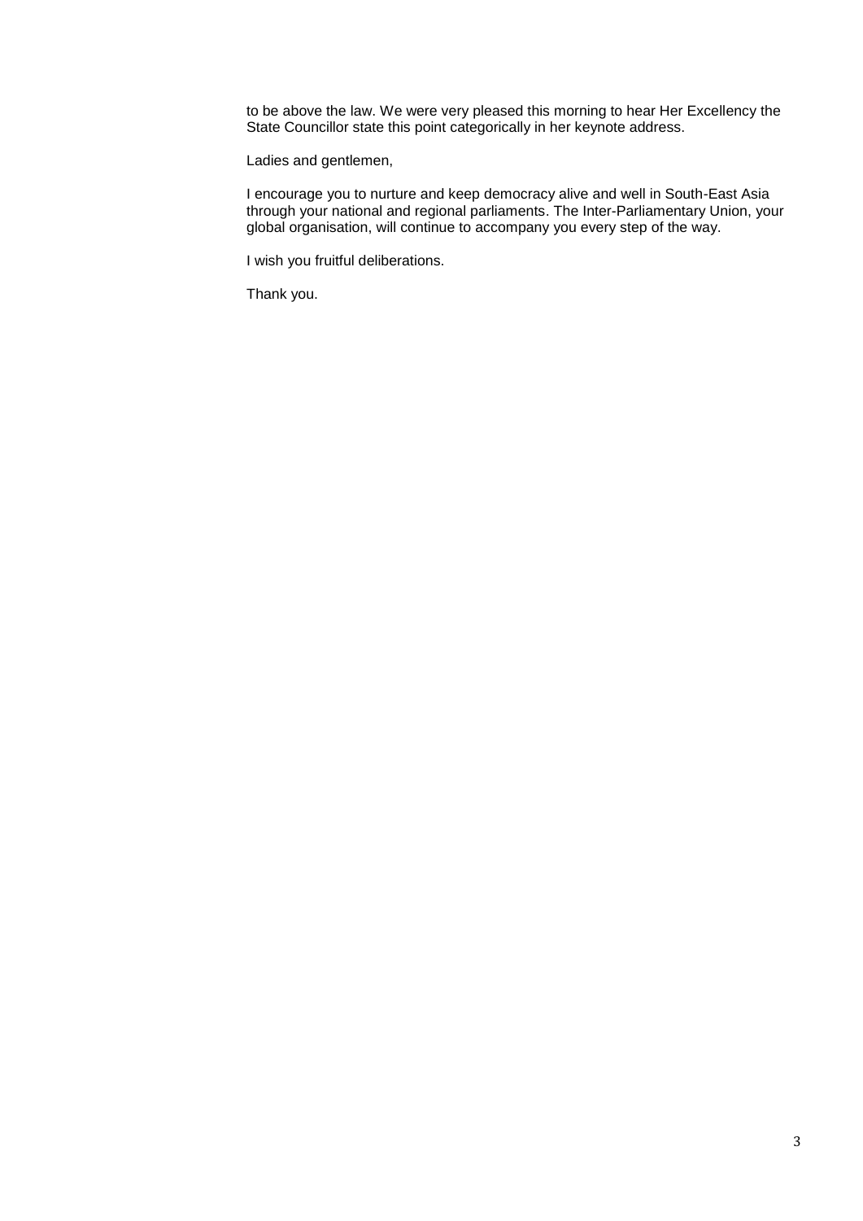to be above the law. We were very pleased this morning to hear Her Excellency the State Councillor state this point categorically in her keynote address.

Ladies and gentlemen,

I encourage you to nurture and keep democracy alive and well in South-East Asia through your national and regional parliaments. The Inter-Parliamentary Union, your global organisation, will continue to accompany you every step of the way.

I wish you fruitful deliberations.

Thank you.